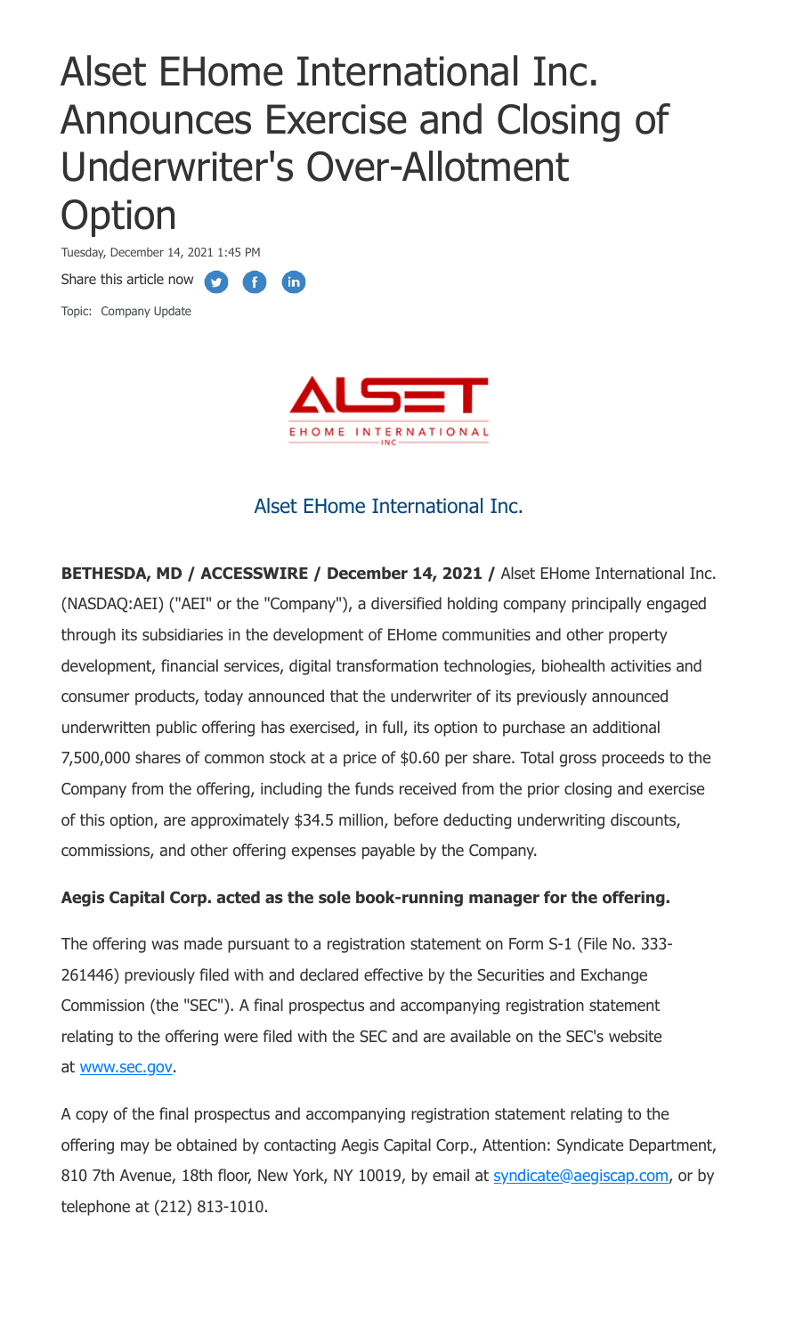# Alset EHome International Inc. Announces Exercise and Closing of Underwriter's Over-Allotment Option

Tuesday, December 14, 2021 1:45 PM

Share this article now

Topic: Company Update

Alset EHome International Inc.

**BETHESDA, MD / ACCESSWIRE / December 14, 2021 /** Alset EHome International Inc. (NASDAQ:AEI) ("AEI" or the "Company"), a diversified holding company principally engaged through its subsidiaries in the development of EHome communities and other property development, financial services, digital transformation technologies, biohealth activities and consumer products, today announced that the underwriter of its previously announced underwritten public offering has exercised, in full, its option to purchase an additional 7,500,000 shares of common stock at a price of $0.60 per share. Total gross proceeds to the Company from the offering, including the funds received from the prior closing and exercise of this option, are approximately $34.5 million, before deducting underwriting discounts, commissions, and other offering expenses payable by the Company.

**Aegis Capital Corp. acted as the sole book-running manager for the offering.**

The offering was made pursuant to a registration statement on Form S-1 (File No. 333-261446) previously filed with and declared effective by the Securities and Exchange Commission (the "SEC"). A final prospectus and accompanying registration statement relating to the offering were filed with the SEC and are available on the SEC's website at www.sec.gov.

A copy of the final prospectus and accompanying registration statement relating to the offering may be obtained by contacting Aegis Capital Corp., Attention: Syndicate Department, 810 7th Avenue, 18th floor, New York, NY 10019, by email at syndicate@aegiscap.com, or by telephone at (212) 813-1010.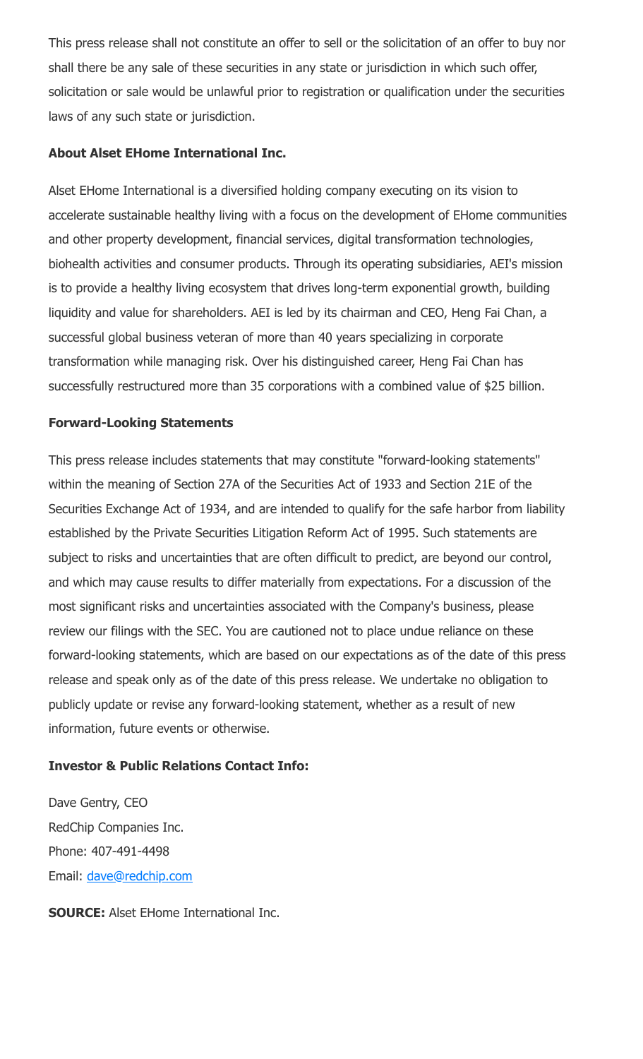This press release shall not constitute an offer to sell or the solicitation of an offer to buy nor shall there be any sale of these securities in any state or jurisdiction in which such offer, solicitation or sale would be unlawful prior to registration or qualification under the securities laws of any such state or jurisdiction.

**About Alset EHome International Inc.**

Alset EHome International is a diversified holding company executing on its vision to accelerate sustainable healthy living with a focus on the development of EHome communities and other property development, financial services, digital transformation technologies, biohealth activities and consumer products. Through its operating subsidiaries, AEI's mission is to provide a healthy living ecosystem that drives long-term exponential growth, building liquidity and value for shareholders. AEI is led by its chairman and CEO, Heng Fai Chan, a successful global business veteran of more than 40 years specializing in corporate transformation while managing risk. Over his distinguished career, Heng Fai Chan has successfully restructured more than 35 corporations with a combined value of $25 billion.

**Forward-Looking Statements**

This press release includes statements that may constitute "forward-looking statements" within the meaning of Section 27A of the Securities Act of 1933 and Section 21E of the Securities Exchange Act of 1934, and are intended to qualify for the safe harbor from liability established by the Private Securities Litigation Reform Act of 1995. Such statements are subject to risks and uncertainties that are often difficult to predict, are beyond our control, and which may cause results to differ materially from expectations. For a discussion of the most significant risks and uncertainties associated with the Company's business, please review our filings with the SEC. You are cautioned not to place undue reliance on these forward-looking statements, which are based on our expectations as of the date of this press release and speak only as of the date of this press release. We undertake no obligation to publicly update or revise any forward-looking statement, whether as a result of new information, future events or otherwise.

**Investor & Public Relations Contact Info:**

Dave Gentry, CEO
RedChip Companies Inc.
Phone: 407-491-4498
Email: dave@redchip.com

**SOURCE:** Alset EHome International Inc.